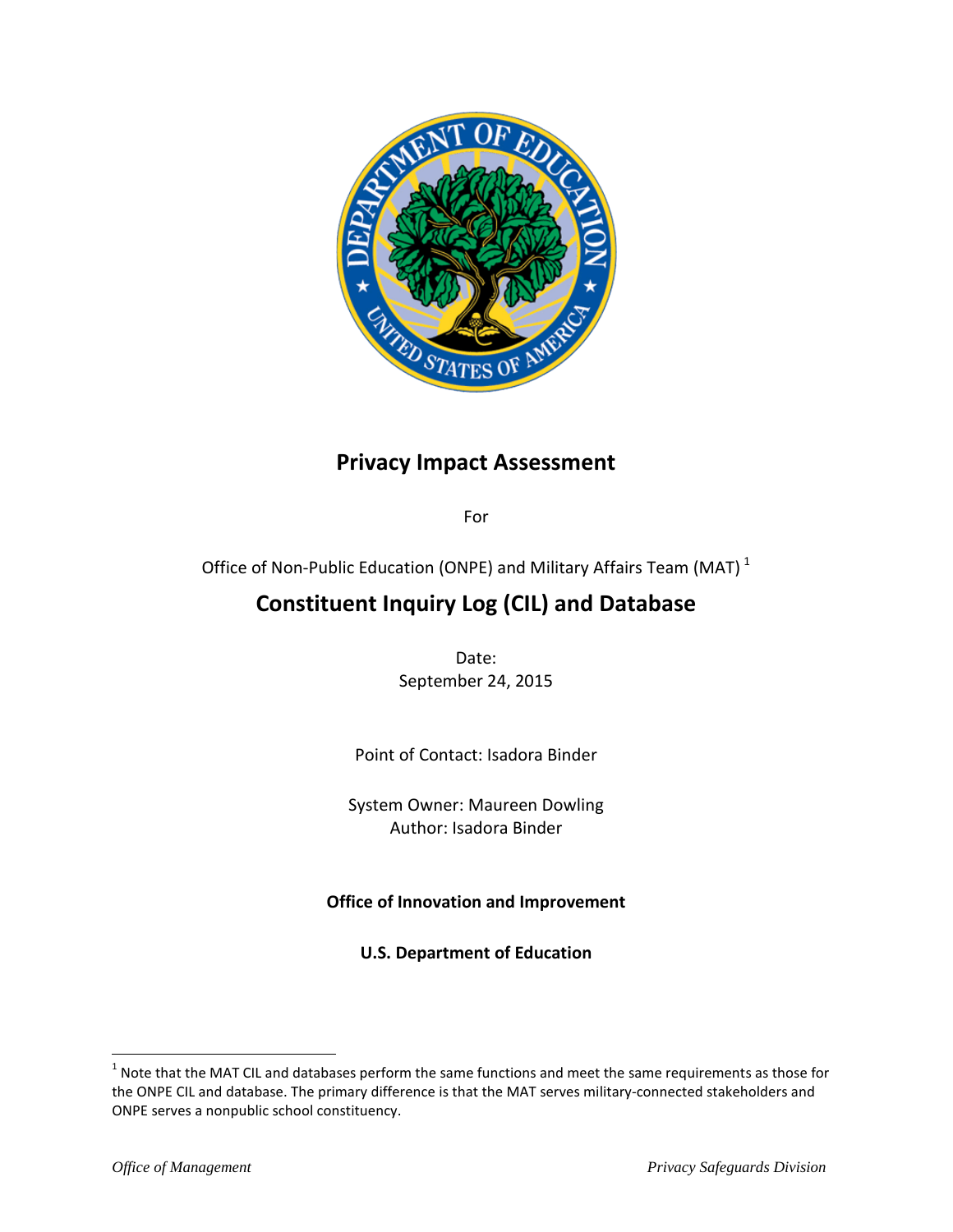# Privacy Impact Assessment

For

Office of Non-Public Education (ONPE) and Military Affairs Team (MAT) [1]

## Constituent Inquiry Log (CIL) and Database

Date:
September 24, 2015

Point of Contact: Isadora Binder

System Owner: Maureen Dowling
Author: Isadora Binder

**Office of Innovation and Improvement**

**U.S. Department of Education**

[1] Note that the MAT CIL and databases perform the same functions and meet the same requirements as those for the ONPE CIL and database. The primary difference is that the MAT serves military-connected stakeholders and ONPE serves a nonpublic school constituency.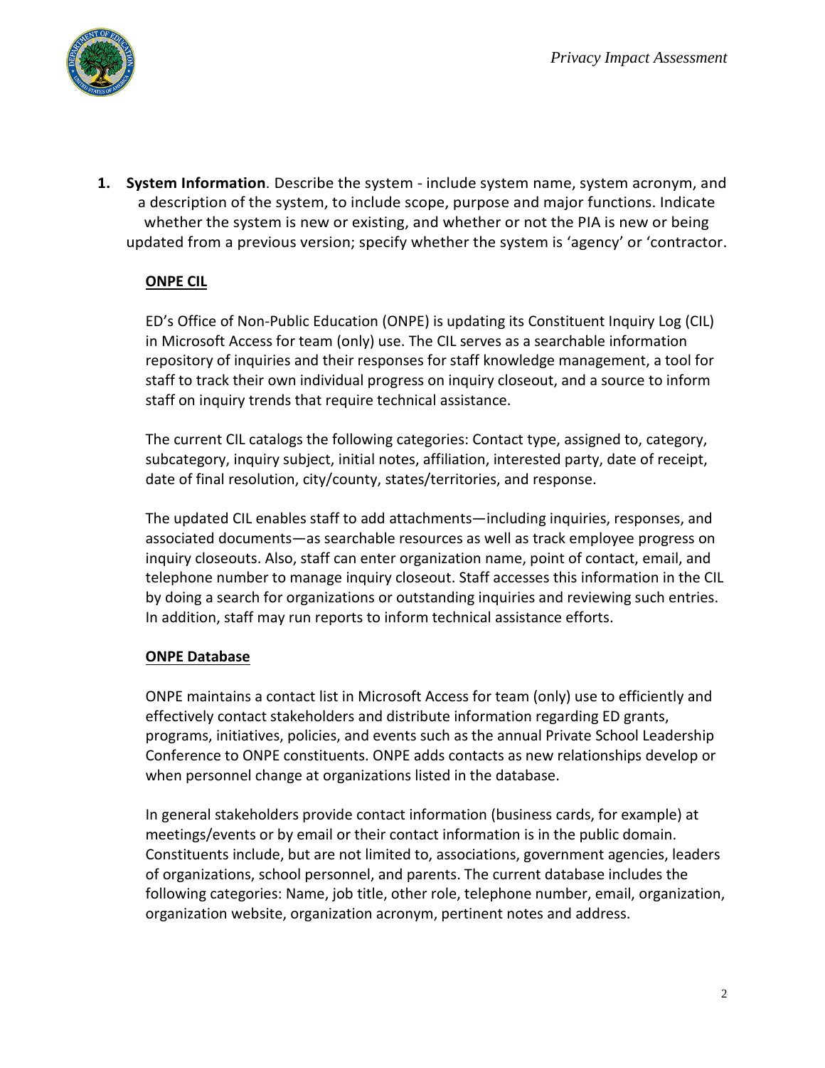1. **System Information**. Describe the system - include system name, system acronym, and a description of the system, to include scope, purpose and major functions. Indicate whether the system is new or existing, and whether or not the PIA is new or being updated from a previous version; specify whether the system is 'agency' or 'contractor.

**<u>ONPE CIL</u>**

ED's Office of Non-Public Education (ONPE) is updating its Constituent Inquiry Log (CIL) in Microsoft Access for team (only) use. The CIL serves as a searchable information repository of inquiries and their responses for staff knowledge management, a tool for staff to track their own individual progress on inquiry closeout, and a source to inform staff on inquiry trends that require technical assistance.

The current CIL catalogs the following categories: Contact type, assigned to, category, subcategory, inquiry subject, initial notes, affiliation, interested party, date of receipt, date of final resolution, city/county, states/territories, and response.

The updated CIL enables staff to add attachments—including inquiries, responses, and associated documents—as searchable resources as well as track employee progress on inquiry closeouts. Also, staff can enter organization name, point of contact, email, and telephone number to manage inquiry closeout. Staff accesses this information in the CIL by doing a search for organizations or outstanding inquiries and reviewing such entries. In addition, staff may run reports to inform technical assistance efforts.

**<u>ONPE Database</u>**

ONPE maintains a contact list in Microsoft Access for team (only) use to efficiently and effectively contact stakeholders and distribute information regarding ED grants, programs, initiatives, policies, and events such as the annual Private School Leadership Conference to ONPE constituents. ONPE adds contacts as new relationships develop or when personnel change at organizations listed in the database.

In general stakeholders provide contact information (business cards, for example) at meetings/events or by email or their contact information is in the public domain. Constituents include, but are not limited to, associations, government agencies, leaders of organizations, school personnel, and parents. The current database includes the following categories: Name, job title, other role, telephone number, email, organization, organization website, organization acronym, pertinent notes and address.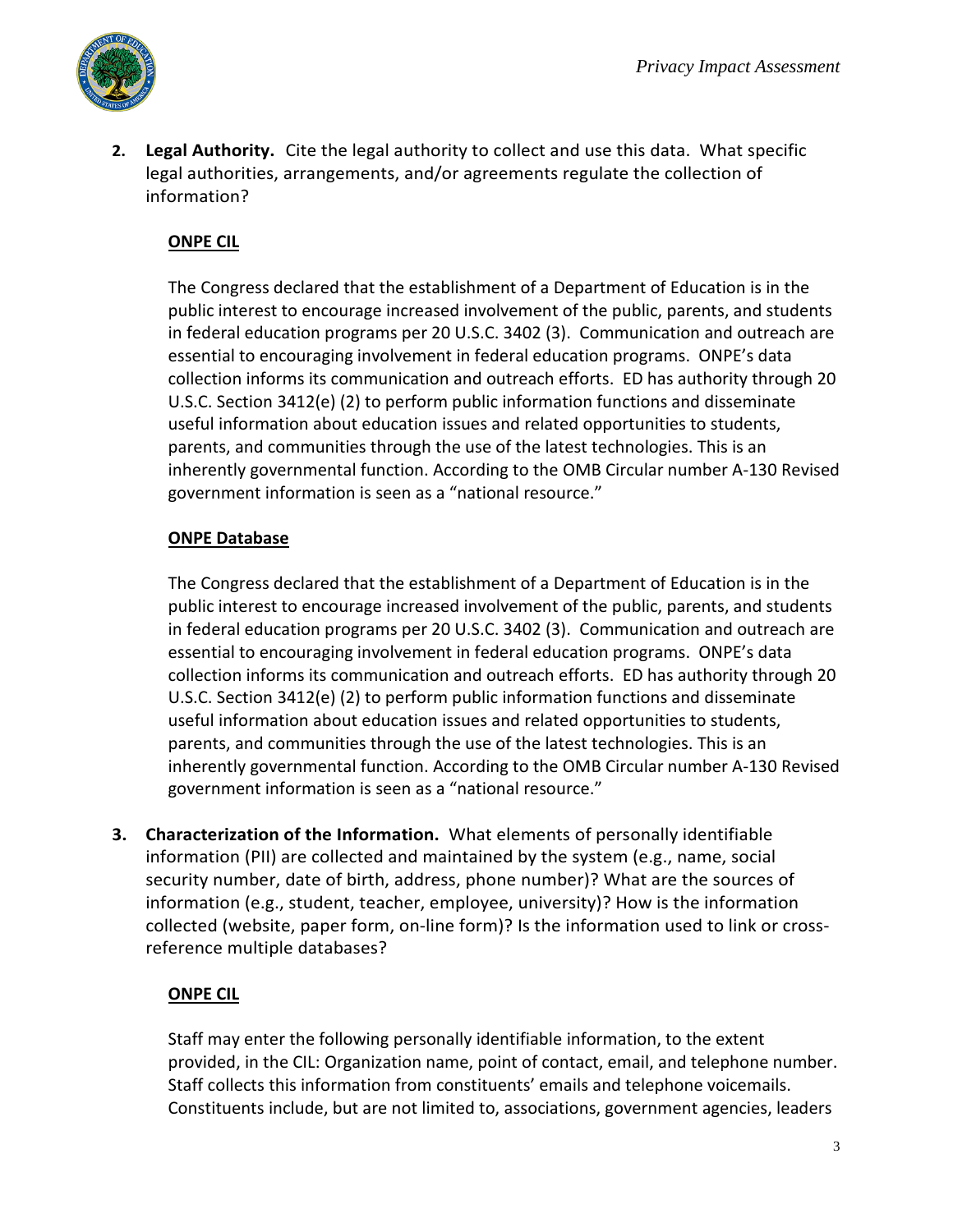2. **Legal Authority.** Cite the legal authority to collect and use this data. What specific legal authorities, arrangements, and/or agreements regulate the collection of information?

   **ONPE CIL**

   The Congress declared that the establishment of a Department of Education is in the public interest to encourage increased involvement of the public, parents, and students in federal education programs per 20 U.S.C. 3402 (3). Communication and outreach are essential to encouraging involvement in federal education programs. ONPE's data collection informs its communication and outreach efforts. ED has authority through 20 U.S.C. Section 3412(e) (2) to perform public information functions and disseminate useful information about education issues and related opportunities to students, parents, and communities through the use of the latest technologies. This is an inherently governmental function. According to the OMB Circular number A-130 Revised government information is seen as a "national resource."

   **ONPE Database**

   The Congress declared that the establishment of a Department of Education is in the public interest to encourage increased involvement of the public, parents, and students in federal education programs per 20 U.S.C. 3402 (3). Communication and outreach are essential to encouraging involvement in federal education programs. ONPE's data collection informs its communication and outreach efforts. ED has authority through 20 U.S.C. Section 3412(e) (2) to perform public information functions and disseminate useful information about education issues and related opportunities to students, parents, and communities through the use of the latest technologies. This is an inherently governmental function. According to the OMB Circular number A-130 Revised government information is seen as a "national resource."

3. **Characterization of the Information.** What elements of personally identifiable information (PII) are collected and maintained by the system (e.g., name, social security number, date of birth, address, phone number)? What are the sources of information (e.g., student, teacher, employee, university)? How is the information collected (website, paper form, on-line form)? Is the information used to link or cross-reference multiple databases?

   **ONPE CIL**

   Staff may enter the following personally identifiable information, to the extent provided, in the CIL: Organization name, point of contact, email, and telephone number. Staff collects this information from constituents' emails and telephone voicemails. Constituents include, but are not limited to, associations, government agencies, leaders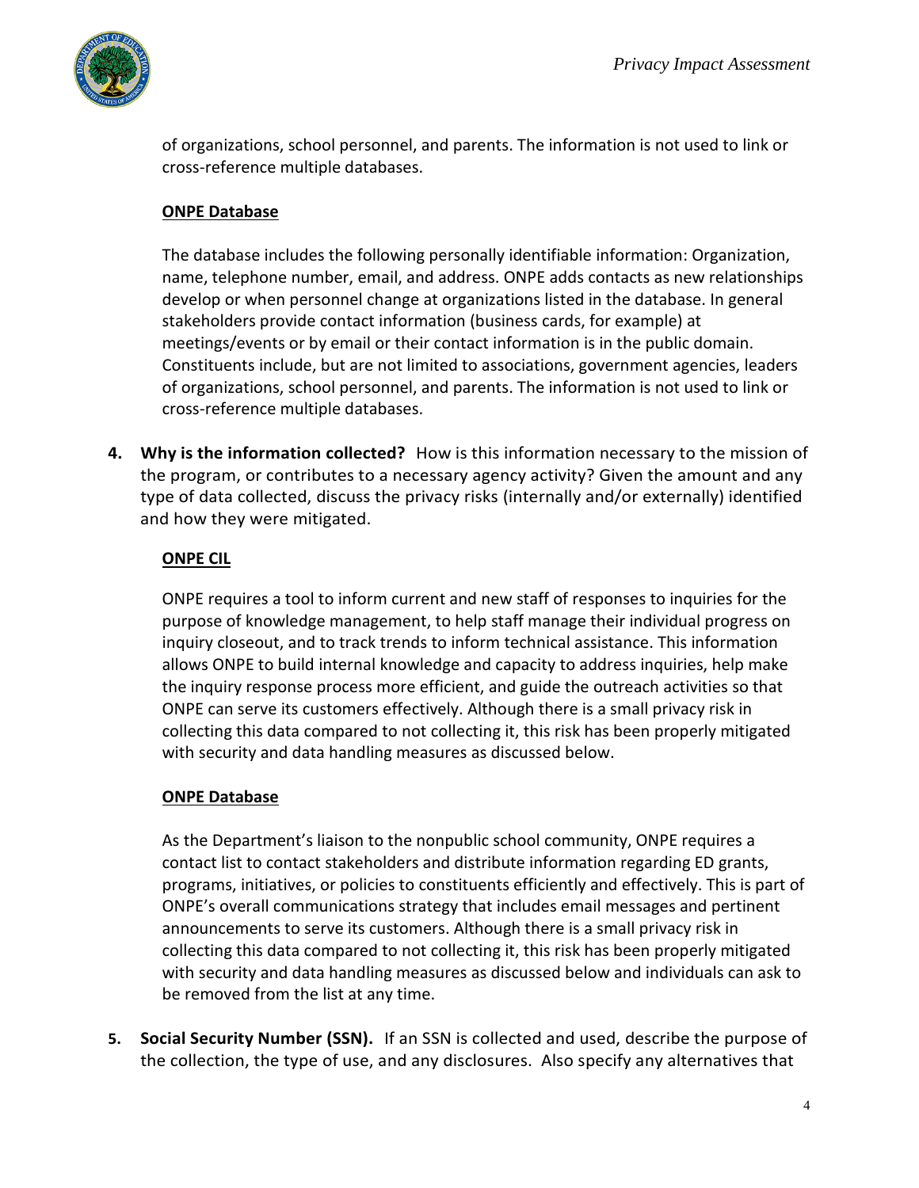of organizations, school personnel, and parents. The information is not used to link or cross-reference multiple databases.

**ONPE Database**

The database includes the following personally identifiable information: Organization, name, telephone number, email, and address. ONPE adds contacts as new relationships develop or when personnel change at organizations listed in the database. In general stakeholders provide contact information (business cards, for example) at meetings/events or by email or their contact information is in the public domain. Constituents include, but are not limited to associations, government agencies, leaders of organizations, school personnel, and parents. The information is not used to link or cross-reference multiple databases.

4. **Why is the information collected?** How is this information necessary to the mission of the program, or contributes to a necessary agency activity? Given the amount and any type of data collected, discuss the privacy risks (internally and/or externally) identified and how they were mitigated.

   **ONPE CIL**

   ONPE requires a tool to inform current and new staff of responses to inquiries for the purpose of knowledge management, to help staff manage their individual progress on inquiry closeout, and to track trends to inform technical assistance. This information allows ONPE to build internal knowledge and capacity to address inquiries, help make the inquiry response process more efficient, and guide the outreach activities so that ONPE can serve its customers effectively. Although there is a small privacy risk in collecting this data compared to not collecting it, this risk has been properly mitigated with security and data handling measures as discussed below.

   **ONPE Database**

   As the Department's liaison to the nonpublic school community, ONPE requires a contact list to contact stakeholders and distribute information regarding ED grants, programs, initiatives, or policies to constituents efficiently and effectively. This is part of ONPE's overall communications strategy that includes email messages and pertinent announcements to serve its customers. Although there is a small privacy risk in collecting this data compared to not collecting it, this risk has been properly mitigated with security and data handling measures as discussed below and individuals can ask to be removed from the list at any time.

5. **Social Security Number (SSN).** If an SSN is collected and used, describe the purpose of the collection, the type of use, and any disclosures. Also specify any alternatives that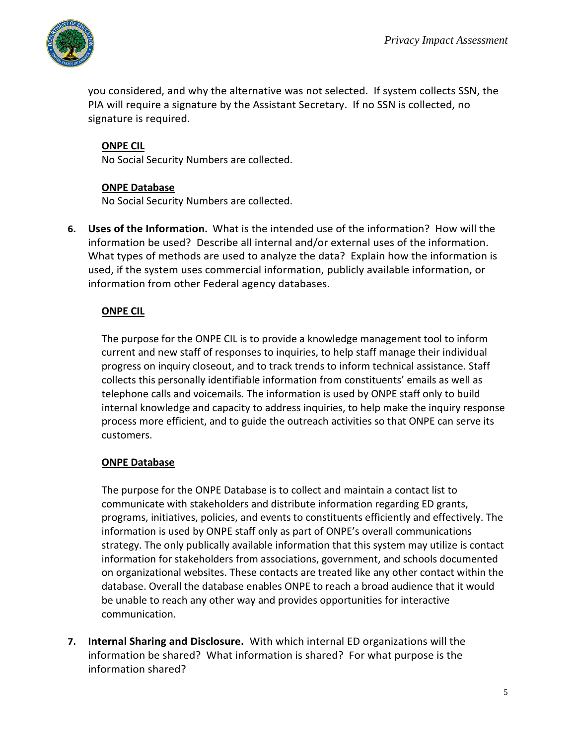you considered, and why the alternative was not selected. If system collects SSN, the PIA will require a signature by the Assistant Secretary. If no SSN is collected, no signature is required.

**ONPE CIL**
No Social Security Numbers are collected.

**ONPE Database**
No Social Security Numbers are collected.

6. **Uses of the Information.** What is the intended use of the information? How will the information be used? Describe all internal and/or external uses of the information. What types of methods are used to analyze the data? Explain how the information is used, if the system uses commercial information, publicly available information, or information from other Federal agency databases.

**ONPE CIL**

The purpose for the ONPE CIL is to provide a knowledge management tool to inform current and new staff of responses to inquiries, to help staff manage their individual progress on inquiry closeout, and to track trends to inform technical assistance. Staff collects this personally identifiable information from constituents' emails as well as telephone calls and voicemails. The information is used by ONPE staff only to build internal knowledge and capacity to address inquiries, to help make the inquiry response process more efficient, and to guide the outreach activities so that ONPE can serve its customers.

**ONPE Database**

The purpose for the ONPE Database is to collect and maintain a contact list to communicate with stakeholders and distribute information regarding ED grants, programs, initiatives, policies, and events to constituents efficiently and effectively. The information is used by ONPE staff only as part of ONPE's overall communications strategy. The only publically available information that this system may utilize is contact information for stakeholders from associations, government, and schools documented on organizational websites. These contacts are treated like any other contact within the database. Overall the database enables ONPE to reach a broad audience that it would be unable to reach any other way and provides opportunities for interactive communication.

7. **Internal Sharing and Disclosure.** With which internal ED organizations will the information be shared? What information is shared? For what purpose is the information shared?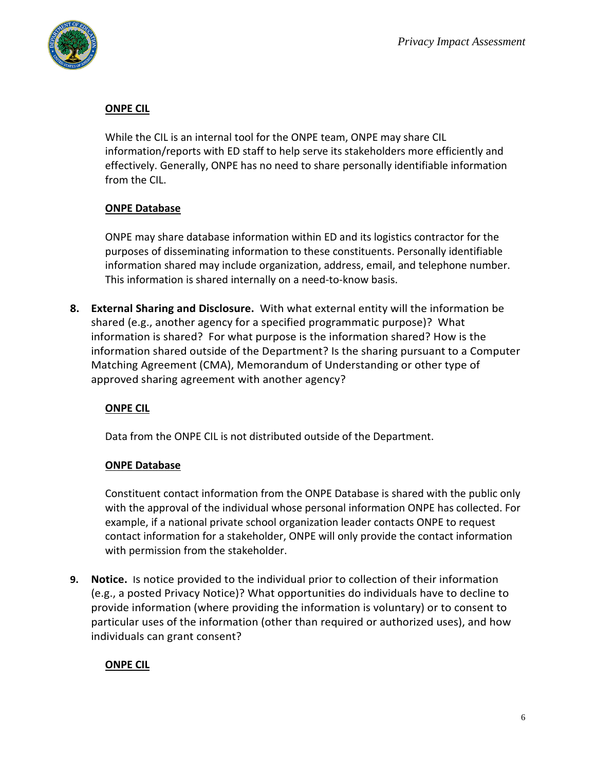**ONPE CIL**

While the CIL is an internal tool for the ONPE team, ONPE may share CIL information/reports with ED staff to help serve its stakeholders more efficiently and effectively. Generally, ONPE has no need to share personally identifiable information from the CIL.

**ONPE Database**

ONPE may share database information within ED and its logistics contractor for the purposes of disseminating information to these constituents. Personally identifiable information shared may include organization, address, email, and telephone number. This information is shared internally on a need-to-know basis.

8. **External Sharing and Disclosure.** With what external entity will the information be shared (e.g., another agency for a specified programmatic purpose)? What information is shared? For what purpose is the information shared? How is the information shared outside of the Department? Is the sharing pursuant to a Computer Matching Agreement (CMA), Memorandum of Understanding or other type of approved sharing agreement with another agency?

   **ONPE CIL**

   Data from the ONPE CIL is not distributed outside of the Department.

   **ONPE Database**

   Constituent contact information from the ONPE Database is shared with the public only with the approval of the individual whose personal information ONPE has collected. For example, if a national private school organization leader contacts ONPE to request contact information for a stakeholder, ONPE will only provide the contact information with permission from the stakeholder.

9. **Notice.** Is notice provided to the individual prior to collection of their information (e.g., a posted Privacy Notice)? What opportunities do individuals have to decline to provide information (where providing the information is voluntary) or to consent to particular uses of the information (other than required or authorized uses), and how individuals can grant consent?

   **ONPE CIL**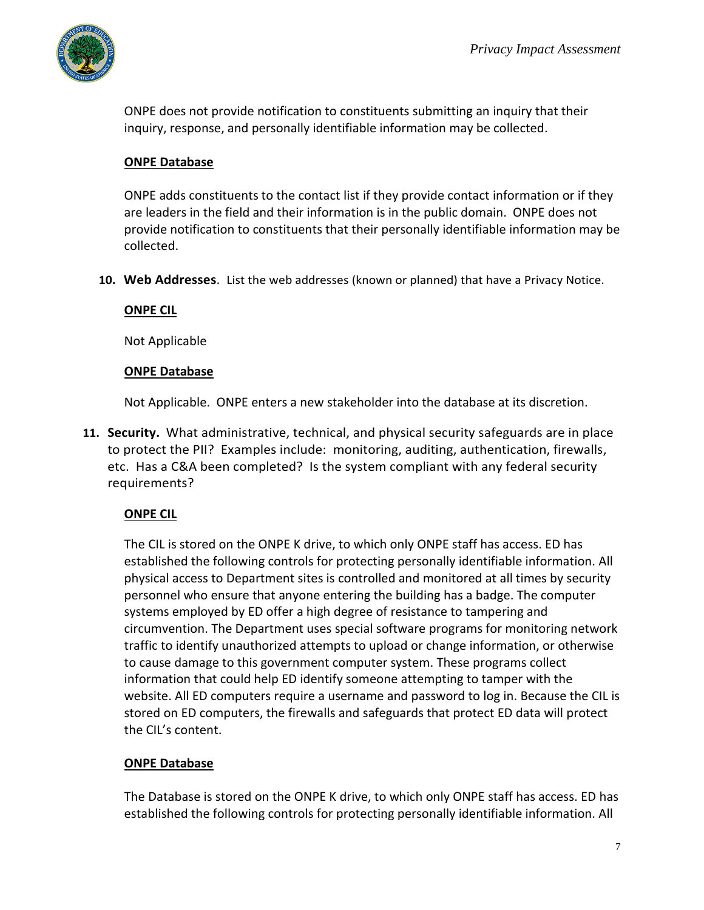ONPE does not provide notification to constituents submitting an inquiry that their inquiry, response, and personally identifiable information may be collected.

**ONPE Database**

ONPE adds constituents to the contact list if they provide contact information or if they are leaders in the field and their information is in the public domain. ONPE does not provide notification to constituents that their personally identifiable information may be collected.

**10. Web Addresses**. List the web addresses (known or planned) that have a Privacy Notice.

**ONPE CIL**

Not Applicable

**ONPE Database**

Not Applicable. ONPE enters a new stakeholder into the database at its discretion.

**11. Security.** What administrative, technical, and physical security safeguards are in place to protect the PII? Examples include: monitoring, auditing, authentication, firewalls, etc. Has a C&A been completed? Is the system compliant with any federal security requirements?

**ONPE CIL**

The CIL is stored on the ONPE K drive, to which only ONPE staff has access. ED has established the following controls for protecting personally identifiable information. All physical access to Department sites is controlled and monitored at all times by security personnel who ensure that anyone entering the building has a badge. The computer systems employed by ED offer a high degree of resistance to tampering and circumvention. The Department uses special software programs for monitoring network traffic to identify unauthorized attempts to upload or change information, or otherwise to cause damage to this government computer system. These programs collect information that could help ED identify someone attempting to tamper with the website. All ED computers require a username and password to log in. Because the CIL is stored on ED computers, the firewalls and safeguards that protect ED data will protect the CIL's content.

**ONPE Database**

The Database is stored on the ONPE K drive, to which only ONPE staff has access. ED has established the following controls for protecting personally identifiable information. All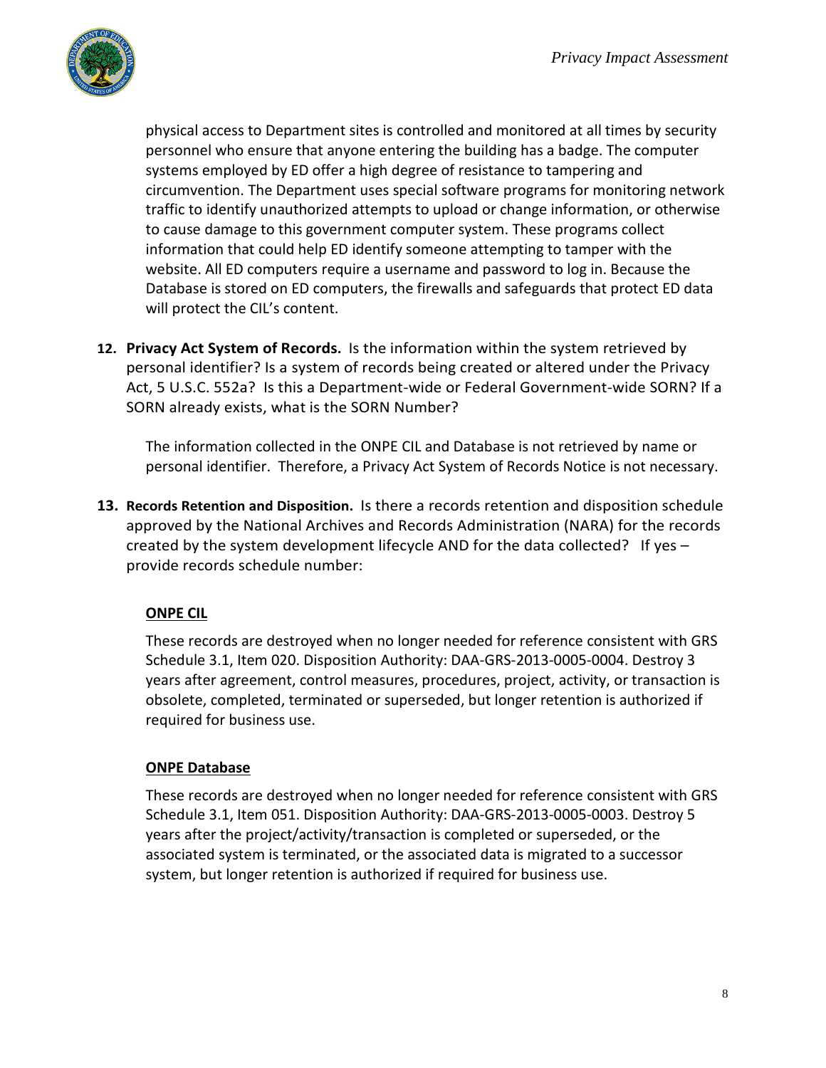physical access to Department sites is controlled and monitored at all times by security personnel who ensure that anyone entering the building has a badge. The computer systems employed by ED offer a high degree of resistance to tampering and circumvention. The Department uses special software programs for monitoring network traffic to identify unauthorized attempts to upload or change information, or otherwise to cause damage to this government computer system. These programs collect information that could help ED identify someone attempting to tamper with the website. All ED computers require a username and password to log in. Because the Database is stored on ED computers, the firewalls and safeguards that protect ED data will protect the CIL's content.

**12. Privacy Act System of Records.** Is the information within the system retrieved by personal identifier? Is a system of records being created or altered under the Privacy Act, 5 U.S.C. 552a? Is this a Department-wide or Federal Government-wide SORN? If a SORN already exists, what is the SORN Number?

The information collected in the ONPE CIL and Database is not retrieved by name or personal identifier. Therefore, a Privacy Act System of Records Notice is not necessary.

**13. Records Retention and Disposition.** Is there a records retention and disposition schedule approved by the National Archives and Records Administration (NARA) for the records created by the system development lifecycle AND for the data collected? If yes – provide records schedule number:

**<u>ONPE CIL</u>**

These records are destroyed when no longer needed for reference consistent with GRS Schedule 3.1, Item 020. Disposition Authority: DAA-GRS-2013-0005-0004. Destroy 3 years after agreement, control measures, procedures, project, activity, or transaction is obsolete, completed, terminated or superseded, but longer retention is authorized if required for business use.

**<u>ONPE Database</u>**

These records are destroyed when no longer needed for reference consistent with GRS Schedule 3.1, Item 051. Disposition Authority: DAA-GRS-2013-0005-0003. Destroy 5 years after the project/activity/transaction is completed or superseded, or the associated system is terminated, or the associated data is migrated to a successor system, but longer retention is authorized if required for business use.